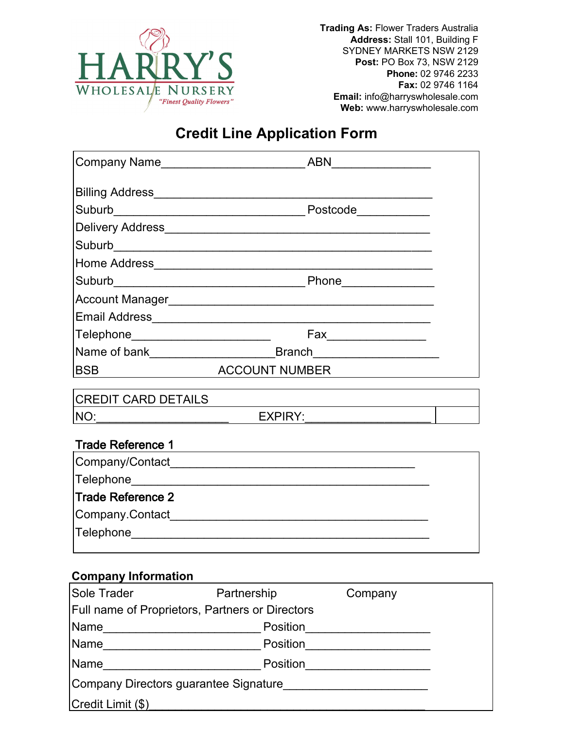**HARRY'S**
**WHOLESALE NURSERY**
*"Finest Quality Flowers"*

**Trading As:** Flower Traders Australia
**Address:** Stall 101, Building F
SYDNEY MARKETS NSW 2129
**Post:** PO Box 73, NSW 2129
**Phone:** 02 9746 2233
**Fax:** 02 9746 1164
**Email:** info@harryswholesale.com
**Web:** www.harryswholesale.com

# Credit Line Application Form

Company Name______________________ ABN_______________

Billing Address__________________________________________

Suburb______________________________ Postcode___________

Delivery Address_________________________________________

Suburb__________________________________________________

Home Address___________________________________________

Suburb______________________________ Phone______________

Account Manager________________________________________

Email Address___________________________________________

Telephone______________________ Fax________________

Name of bank___________________Branch___________________

BSB ACCOUNT NUMBER

CREDIT CARD DETAILS

NO:____________________ EXPIRY:___________________

**Trade Reference 1**

Company/Contact______________________________________

Telephone_______________________________________________

**Trade Reference 2**

Company.Contact_________________________________________

Telephone_______________________________________________

**Company Information**

Sole Trader Partnership Company

Full name of Proprietors, Partners or Directors

Name________________________ Position___________________

Name________________________ Position___________________

Name________________________ Position___________________

Company Directors guarantee Signature______________________

Credit Limit ($)_____________________________________________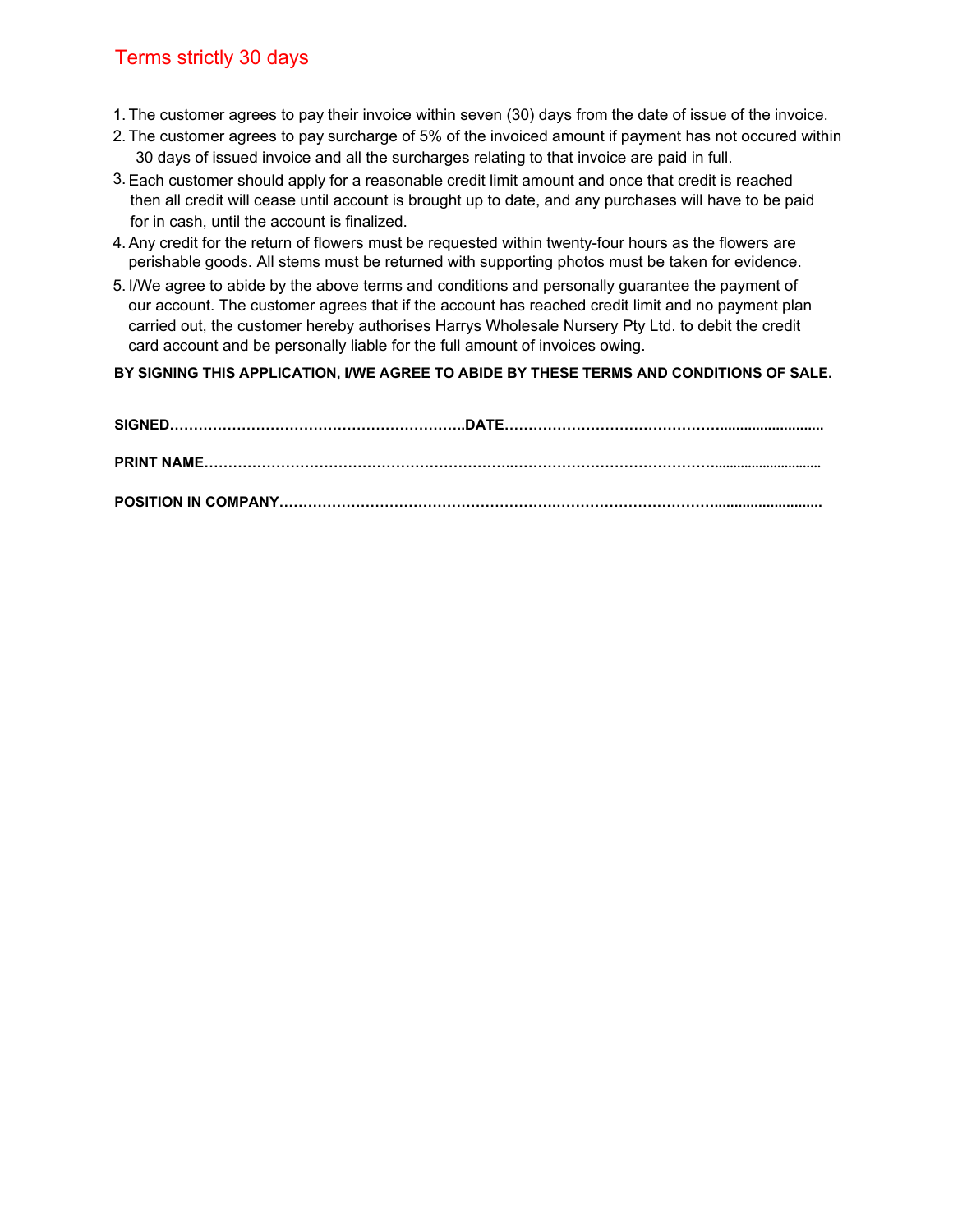Terms strictly 30 days

1. The customer agrees to pay their invoice within seven (30) days from the date of issue of the invoice.
2. The customer agrees to pay surcharge of 5% of the invoiced amount if payment has not occured within 30 days of issued invoice and all the surcharges relating to that invoice are paid in full.
3. Each customer should apply for a reasonable credit limit amount and once that credit is reached then all credit will cease until account is brought up to date, and any purchases will have to be paid for in cash, until the account is finalized.
4. Any credit for the return of flowers must be requested within twenty-four hours as the flowers are perishable goods. All stems must be returned with supporting photos must be taken for evidence.
5. I/We agree to abide by the above terms and conditions and personally guarantee the payment of our account. The customer agrees that if the account has reached credit limit and no payment plan carried out, the customer hereby authorises Harrys Wholesale Nursery Pty Ltd. to debit the credit card account and be personally liable for the full amount of invoices owing.

**BY SIGNING THIS APPLICATION, I/WE AGREE TO ABIDE BY THESE TERMS AND CONDITIONS OF SALE.**

**SIGNED……………………………………………………..DATE……………………………………..........................**

**PRINT NAME………………………………………………………..……………………………………............................**

**POSITION IN COMPANY……………………………………………….………………………………...........................**